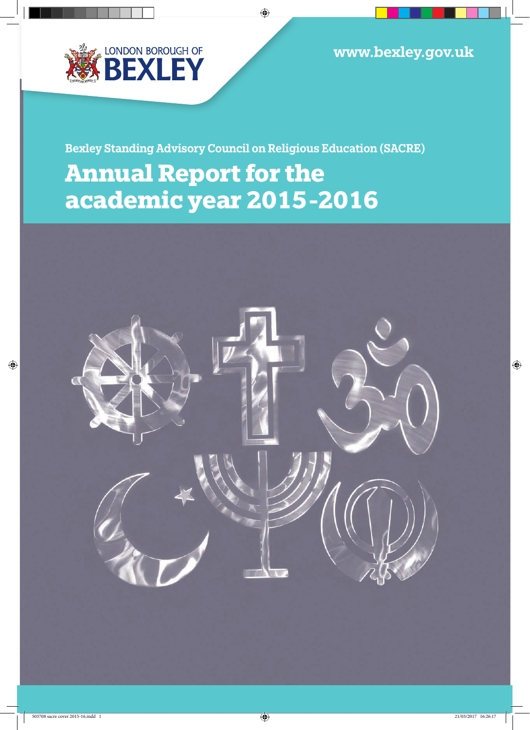LONDON BOROUGH OF BEXLEY

www.bexley.gov.uk

Bexley Standing Advisory Council on Religious Education (SACRE)

# Annual Report for the academic year 2015-2016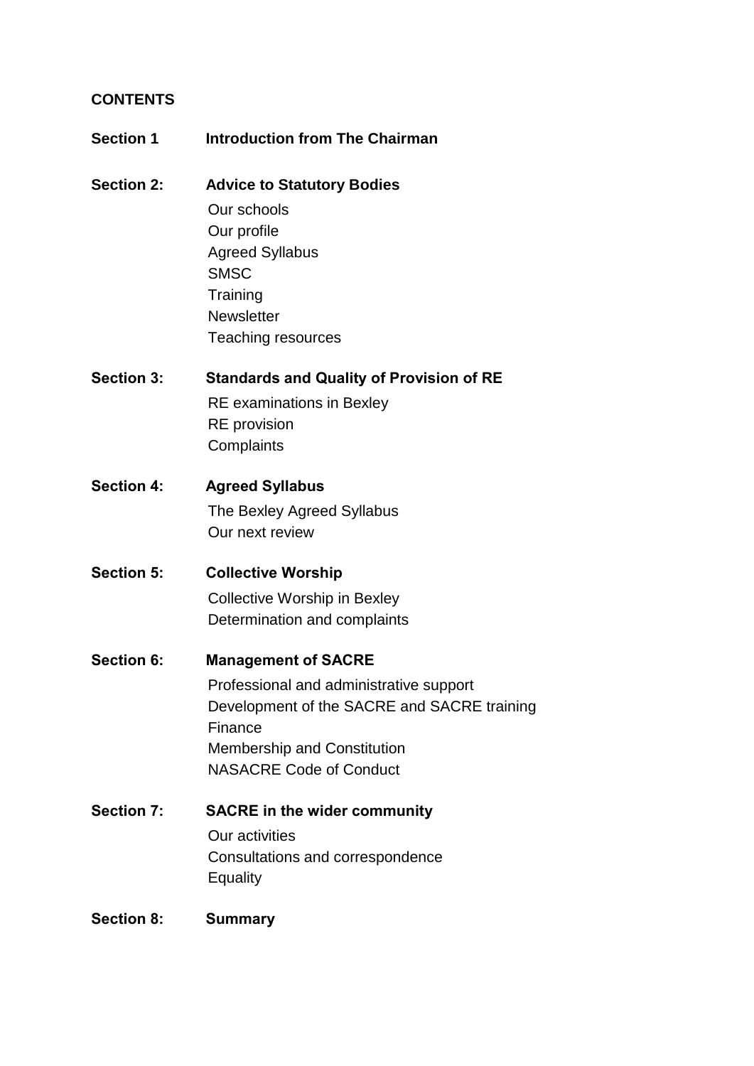**CONTENTS**

**Section 1** **Introduction from The Chairman**

**Section 2:** **Advice to Statutory Bodies**

- Our schools
- Our profile
- Agreed Syllabus
- SMSC
- Training
- Newsletter
- Teaching resources

**Section 3:** **Standards and Quality of Provision of RE**

- RE examinations in Bexley
- RE provision
- Complaints

**Section 4:** **Agreed Syllabus**

- The Bexley Agreed Syllabus
- Our next review

**Section 5:** **Collective Worship**

- Collective Worship in Bexley
- Determination and complaints

**Section 6:** **Management of SACRE**

- Professional and administrative support
- Development of the SACRE and SACRE training
- Finance
- Membership and Constitution
- NASACRE Code of Conduct

**Section 7:** **SACRE in the wider community**

- Our activities
- Consultations and correspondence
- Equality

**Section 8:** **Summary**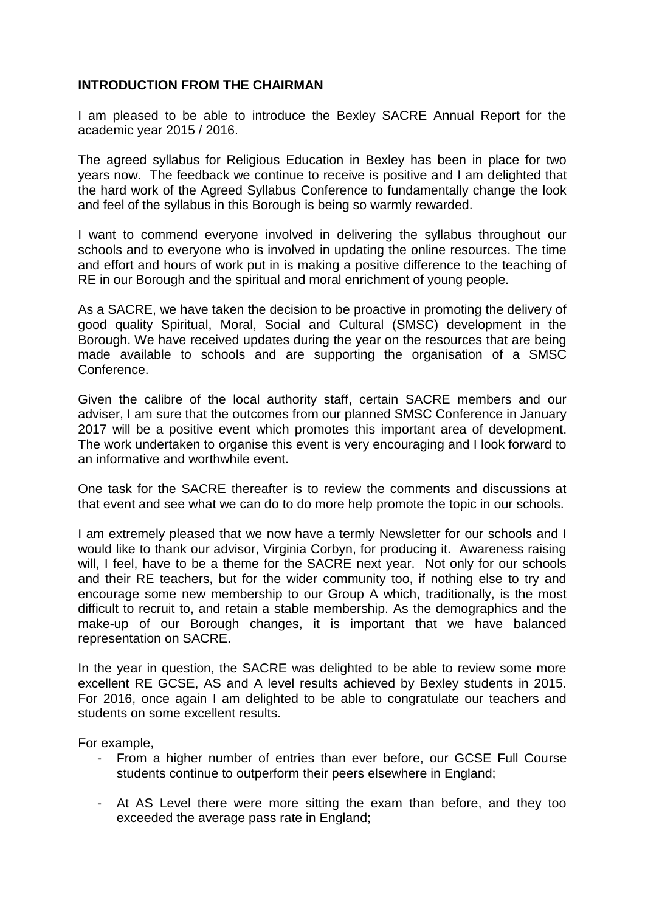**INTRODUCTION FROM THE CHAIRMAN**

I am pleased to be able to introduce the Bexley SACRE Annual Report for the academic year 2015 / 2016.

The agreed syllabus for Religious Education in Bexley has been in place for two years now. The feedback we continue to receive is positive and I am delighted that the hard work of the Agreed Syllabus Conference to fundamentally change the look and feel of the syllabus in this Borough is being so warmly rewarded.

I want to commend everyone involved in delivering the syllabus throughout our schools and to everyone who is involved in updating the online resources. The time and effort and hours of work put in is making a positive difference to the teaching of RE in our Borough and the spiritual and moral enrichment of young people.

As a SACRE, we have taken the decision to be proactive in promoting the delivery of good quality Spiritual, Moral, Social and Cultural (SMSC) development in the Borough. We have received updates during the year on the resources that are being made available to schools and are supporting the organisation of a SMSC Conference.

Given the calibre of the local authority staff, certain SACRE members and our adviser, I am sure that the outcomes from our planned SMSC Conference in January 2017 will be a positive event which promotes this important area of development. The work undertaken to organise this event is very encouraging and I look forward to an informative and worthwhile event.

One task for the SACRE thereafter is to review the comments and discussions at that event and see what we can do to do more help promote the topic in our schools.

I am extremely pleased that we now have a termly Newsletter for our schools and I would like to thank our advisor, Virginia Corbyn, for producing it. Awareness raising will, I feel, have to be a theme for the SACRE next year. Not only for our schools and their RE teachers, but for the wider community too, if nothing else to try and encourage some new membership to our Group A which, traditionally, is the most difficult to recruit to, and retain a stable membership. As the demographics and the make-up of our Borough changes, it is important that we have balanced representation on SACRE.

In the year in question, the SACRE was delighted to be able to review some more excellent RE GCSE, AS and A level results achieved by Bexley students in 2015. For 2016, once again I am delighted to be able to congratulate our teachers and students on some excellent results.

For example,

- From a higher number of entries than ever before, our GCSE Full Course students continue to outperform their peers elsewhere in England;

- At AS Level there were more sitting the exam than before, and they too exceeded the average pass rate in England;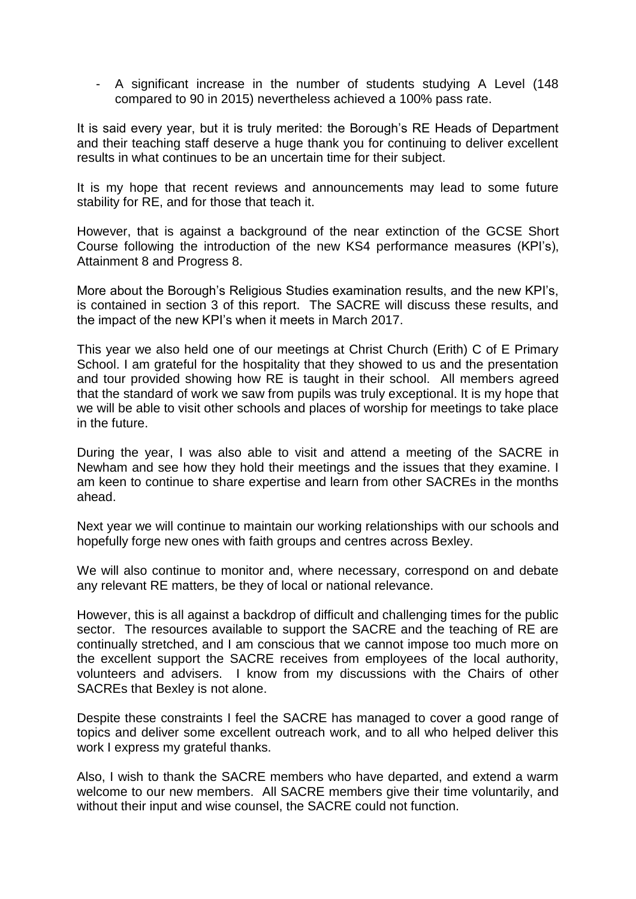- A significant increase in the number of students studying A Level (148 compared to 90 in 2015) nevertheless achieved a 100% pass rate.

It is said every year, but it is truly merited: the Borough's RE Heads of Department and their teaching staff deserve a huge thank you for continuing to deliver excellent results in what continues to be an uncertain time for their subject.

It is my hope that recent reviews and announcements may lead to some future stability for RE, and for those that teach it.

However, that is against a background of the near extinction of the GCSE Short Course following the introduction of the new KS4 performance measures (KPI's), Attainment 8 and Progress 8.

More about the Borough's Religious Studies examination results, and the new KPI's, is contained in section 3 of this report. The SACRE will discuss these results, and the impact of the new KPI's when it meets in March 2017.

This year we also held one of our meetings at Christ Church (Erith) C of E Primary School. I am grateful for the hospitality that they showed to us and the presentation and tour provided showing how RE is taught in their school. All members agreed that the standard of work we saw from pupils was truly exceptional. It is my hope that we will be able to visit other schools and places of worship for meetings to take place in the future.

During the year, I was also able to visit and attend a meeting of the SACRE in Newham and see how they hold their meetings and the issues that they examine. I am keen to continue to share expertise and learn from other SACREs in the months ahead.

Next year we will continue to maintain our working relationships with our schools and hopefully forge new ones with faith groups and centres across Bexley.

We will also continue to monitor and, where necessary, correspond on and debate any relevant RE matters, be they of local or national relevance.

However, this is all against a backdrop of difficult and challenging times for the public sector. The resources available to support the SACRE and the teaching of RE are continually stretched, and I am conscious that we cannot impose too much more on the excellent support the SACRE receives from employees of the local authority, volunteers and advisers. I know from my discussions with the Chairs of other SACREs that Bexley is not alone.

Despite these constraints I feel the SACRE has managed to cover a good range of topics and deliver some excellent outreach work, and to all who helped deliver this work I express my grateful thanks.

Also, I wish to thank the SACRE members who have departed, and extend a warm welcome to our new members. All SACRE members give their time voluntarily, and without their input and wise counsel, the SACRE could not function.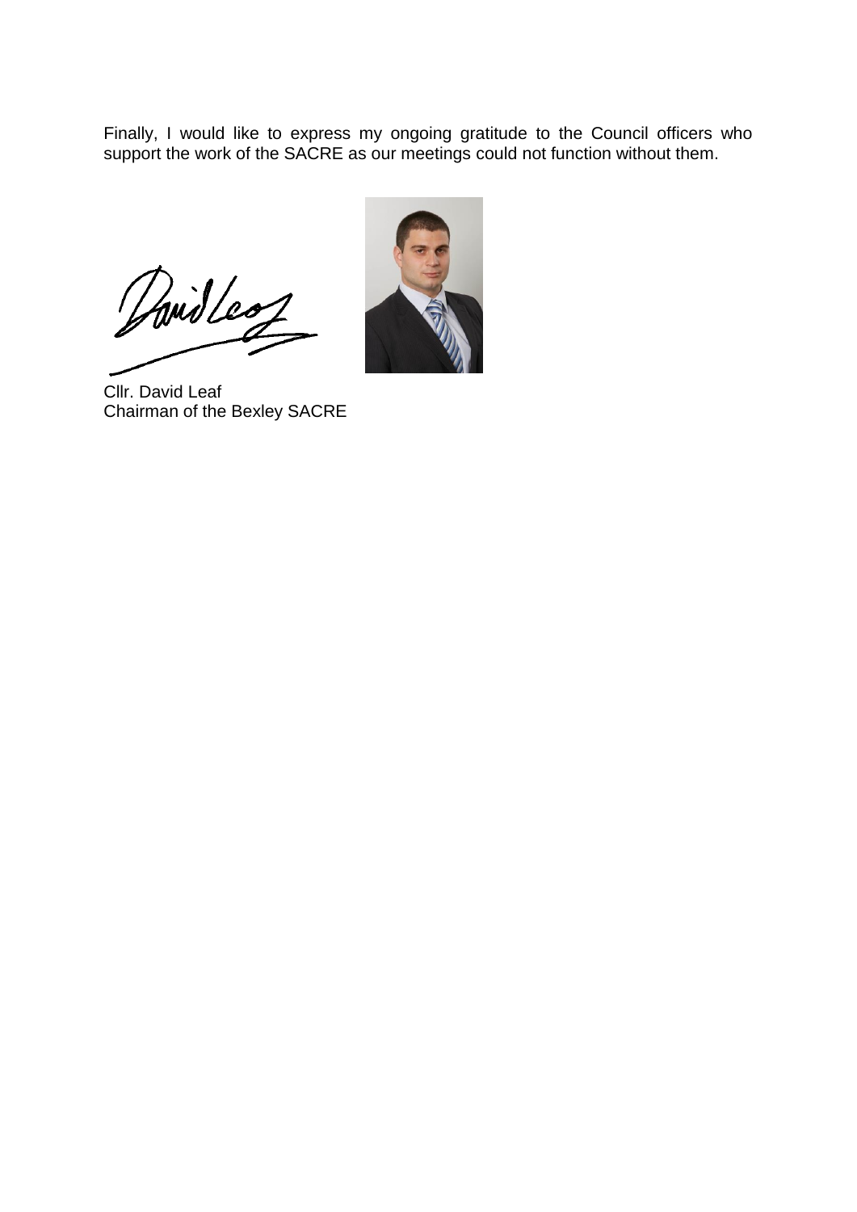Finally, I would like to express my ongoing gratitude to the Council officers who support the work of the SACRE as our meetings could not function without them.

Cllr. David Leaf
Chairman of the Bexley SACRE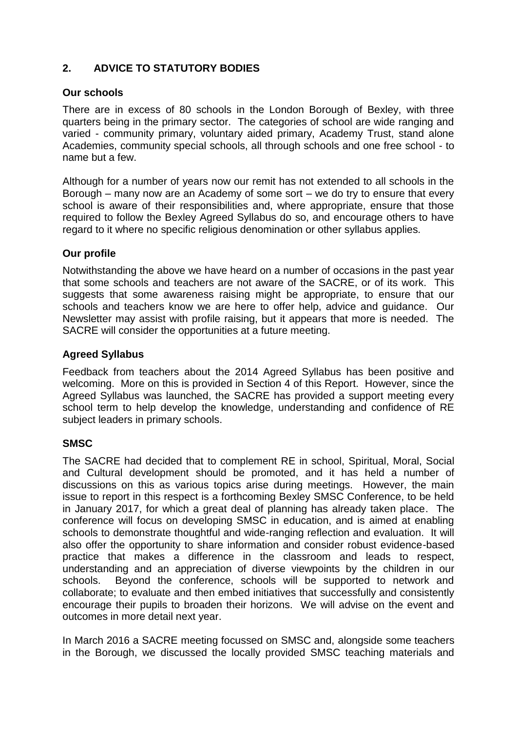## 2. ADVICE TO STATUTORY BODIES

### Our schools

There are in excess of 80 schools in the London Borough of Bexley, with three quarters being in the primary sector. The categories of school are wide ranging and varied - community primary, voluntary aided primary, Academy Trust, stand alone Academies, community special schools, all through schools and one free school - to name but a few.

Although for a number of years now our remit has not extended to all schools in the Borough – many now are an Academy of some sort – we do try to ensure that every school is aware of their responsibilities and, where appropriate, ensure that those required to follow the Bexley Agreed Syllabus do so, and encourage others to have regard to it where no specific religious denomination or other syllabus applies.

### Our profile

Notwithstanding the above we have heard on a number of occasions in the past year that some schools and teachers are not aware of the SACRE, or of its work. This suggests that some awareness raising might be appropriate, to ensure that our schools and teachers know we are here to offer help, advice and guidance. Our Newsletter may assist with profile raising, but it appears that more is needed. The SACRE will consider the opportunities at a future meeting.

### Agreed Syllabus

Feedback from teachers about the 2014 Agreed Syllabus has been positive and welcoming. More on this is provided in Section 4 of this Report. However, since the Agreed Syllabus was launched, the SACRE has provided a support meeting every school term to help develop the knowledge, understanding and confidence of RE subject leaders in primary schools.

### SMSC

The SACRE had decided that to complement RE in school, Spiritual, Moral, Social and Cultural development should be promoted, and it has held a number of discussions on this as various topics arise during meetings. However, the main issue to report in this respect is a forthcoming Bexley SMSC Conference, to be held in January 2017, for which a great deal of planning has already taken place. The conference will focus on developing SMSC in education, and is aimed at enabling schools to demonstrate thoughtful and wide-ranging reflection and evaluation. It will also offer the opportunity to share information and consider robust evidence-based practice that makes a difference in the classroom and leads to respect, understanding and an appreciation of diverse viewpoints by the children in our schools. Beyond the conference, schools will be supported to network and collaborate; to evaluate and then embed initiatives that successfully and consistently encourage their pupils to broaden their horizons. We will advise on the event and outcomes in more detail next year.

In March 2016 a SACRE meeting focussed on SMSC and, alongside some teachers in the Borough, we discussed the locally provided SMSC teaching materials and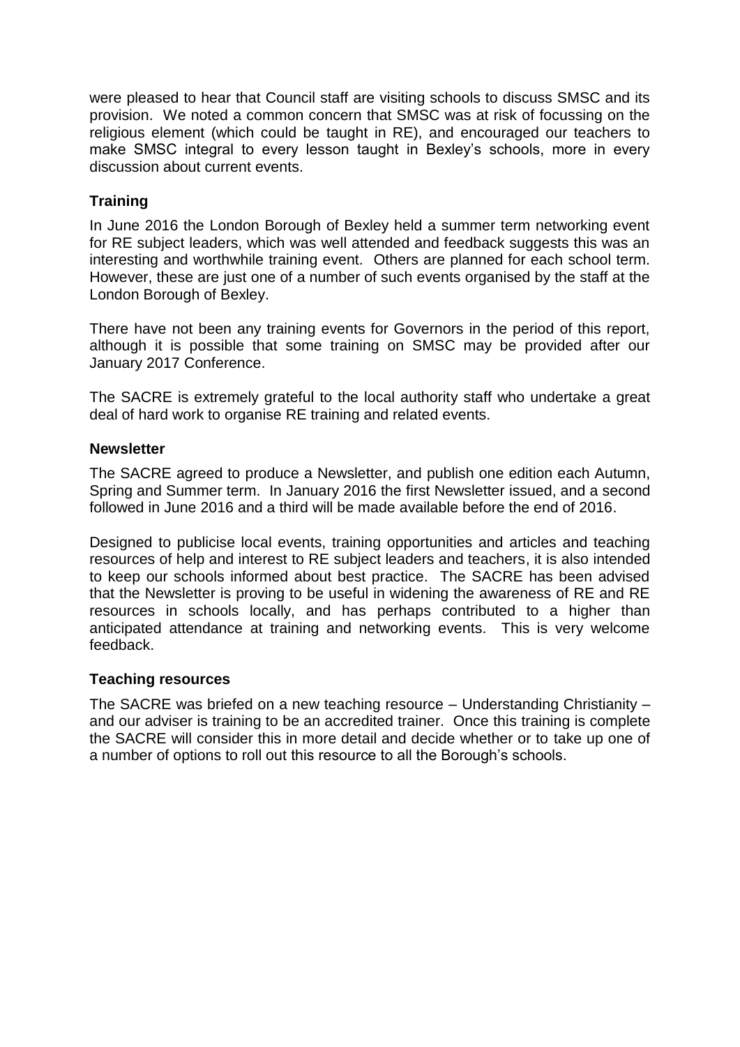were pleased to hear that Council staff are visiting schools to discuss SMSC and its provision. We noted a common concern that SMSC was at risk of focussing on the religious element (which could be taught in RE), and encouraged our teachers to make SMSC integral to every lesson taught in Bexley's schools, more in every discussion about current events.

## Training

In June 2016 the London Borough of Bexley held a summer term networking event for RE subject leaders, which was well attended and feedback suggests this was an interesting and worthwhile training event. Others are planned for each school term. However, these are just one of a number of such events organised by the staff at the London Borough of Bexley.

There have not been any training events for Governors in the period of this report, although it is possible that some training on SMSC may be provided after our January 2017 Conference.

The SACRE is extremely grateful to the local authority staff who undertake a great deal of hard work to organise RE training and related events.

## Newsletter

The SACRE agreed to produce a Newsletter, and publish one edition each Autumn, Spring and Summer term. In January 2016 the first Newsletter issued, and a second followed in June 2016 and a third will be made available before the end of 2016.

Designed to publicise local events, training opportunities and articles and teaching resources of help and interest to RE subject leaders and teachers, it is also intended to keep our schools informed about best practice. The SACRE has been advised that the Newsletter is proving to be useful in widening the awareness of RE and RE resources in schools locally, and has perhaps contributed to a higher than anticipated attendance at training and networking events. This is very welcome feedback.

## Teaching resources

The SACRE was briefed on a new teaching resource – Understanding Christianity – and our adviser is training to be an accredited trainer. Once this training is complete the SACRE will consider this in more detail and decide whether or to take up one of a number of options to roll out this resource to all the Borough's schools.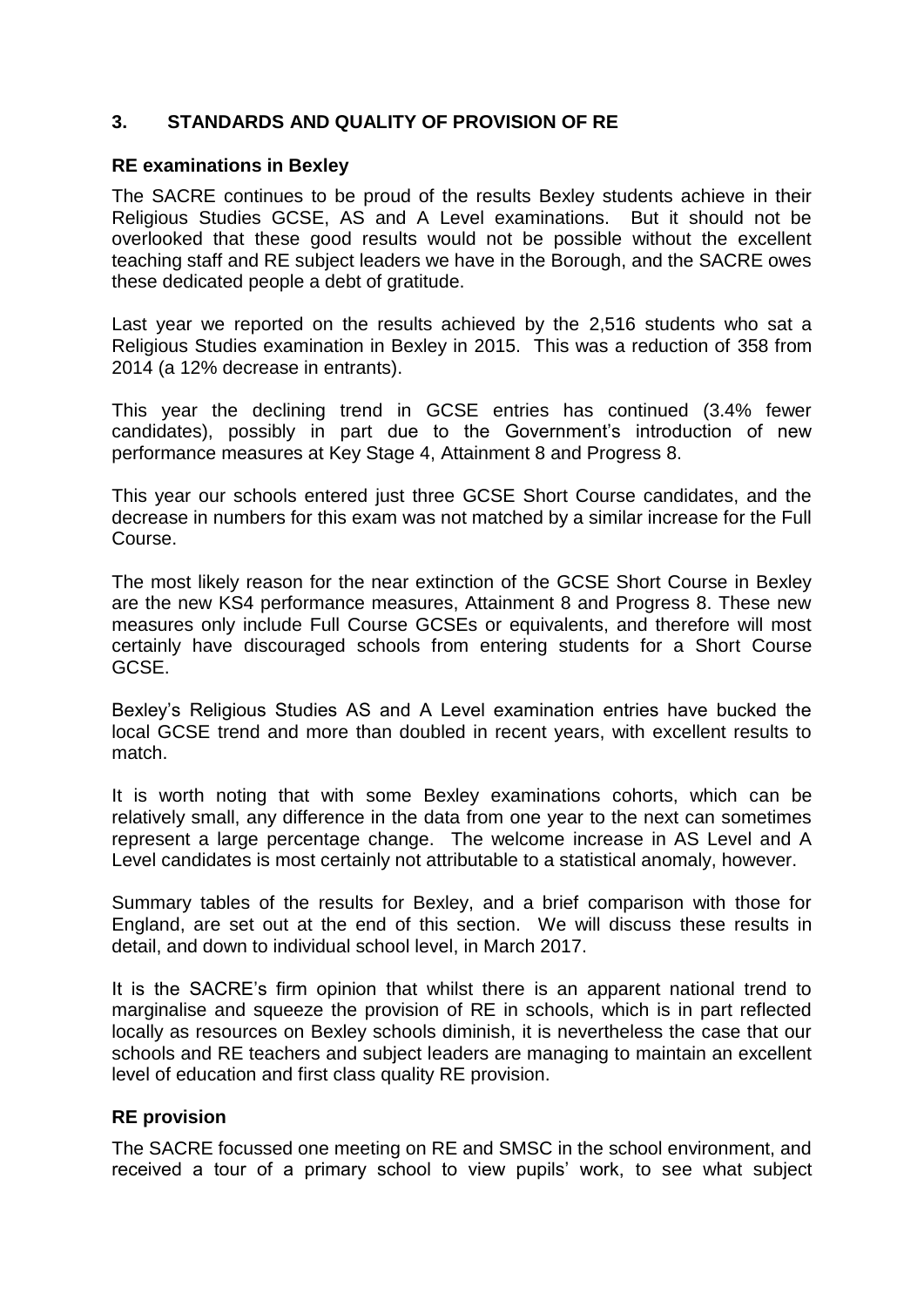## 3. STANDARDS AND QUALITY OF PROVISION OF RE

### RE examinations in Bexley

The SACRE continues to be proud of the results Bexley students achieve in their Religious Studies GCSE, AS and A Level examinations. But it should not be overlooked that these good results would not be possible without the excellent teaching staff and RE subject leaders we have in the Borough, and the SACRE owes these dedicated people a debt of gratitude.

Last year we reported on the results achieved by the 2,516 students who sat a Religious Studies examination in Bexley in 2015. This was a reduction of 358 from 2014 (a 12% decrease in entrants).

This year the declining trend in GCSE entries has continued (3.4% fewer candidates), possibly in part due to the Government's introduction of new performance measures at Key Stage 4, Attainment 8 and Progress 8.

This year our schools entered just three GCSE Short Course candidates, and the decrease in numbers for this exam was not matched by a similar increase for the Full Course.

The most likely reason for the near extinction of the GCSE Short Course in Bexley are the new KS4 performance measures, Attainment 8 and Progress 8. These new measures only include Full Course GCSEs or equivalents, and therefore will most certainly have discouraged schools from entering students for a Short Course GCSE.

Bexley's Religious Studies AS and A Level examination entries have bucked the local GCSE trend and more than doubled in recent years, with excellent results to match.

It is worth noting that with some Bexley examinations cohorts, which can be relatively small, any difference in the data from one year to the next can sometimes represent a large percentage change. The welcome increase in AS Level and A Level candidates is most certainly not attributable to a statistical anomaly, however.

Summary tables of the results for Bexley, and a brief comparison with those for England, are set out at the end of this section. We will discuss these results in detail, and down to individual school level, in March 2017.

It is the SACRE's firm opinion that whilst there is an apparent national trend to marginalise and squeeze the provision of RE in schools, which is in part reflected locally as resources on Bexley schools diminish, it is nevertheless the case that our schools and RE teachers and subject leaders are managing to maintain an excellent level of education and first class quality RE provision.

### RE provision

The SACRE focussed one meeting on RE and SMSC in the school environment, and received a tour of a primary school to view pupils' work, to see what subject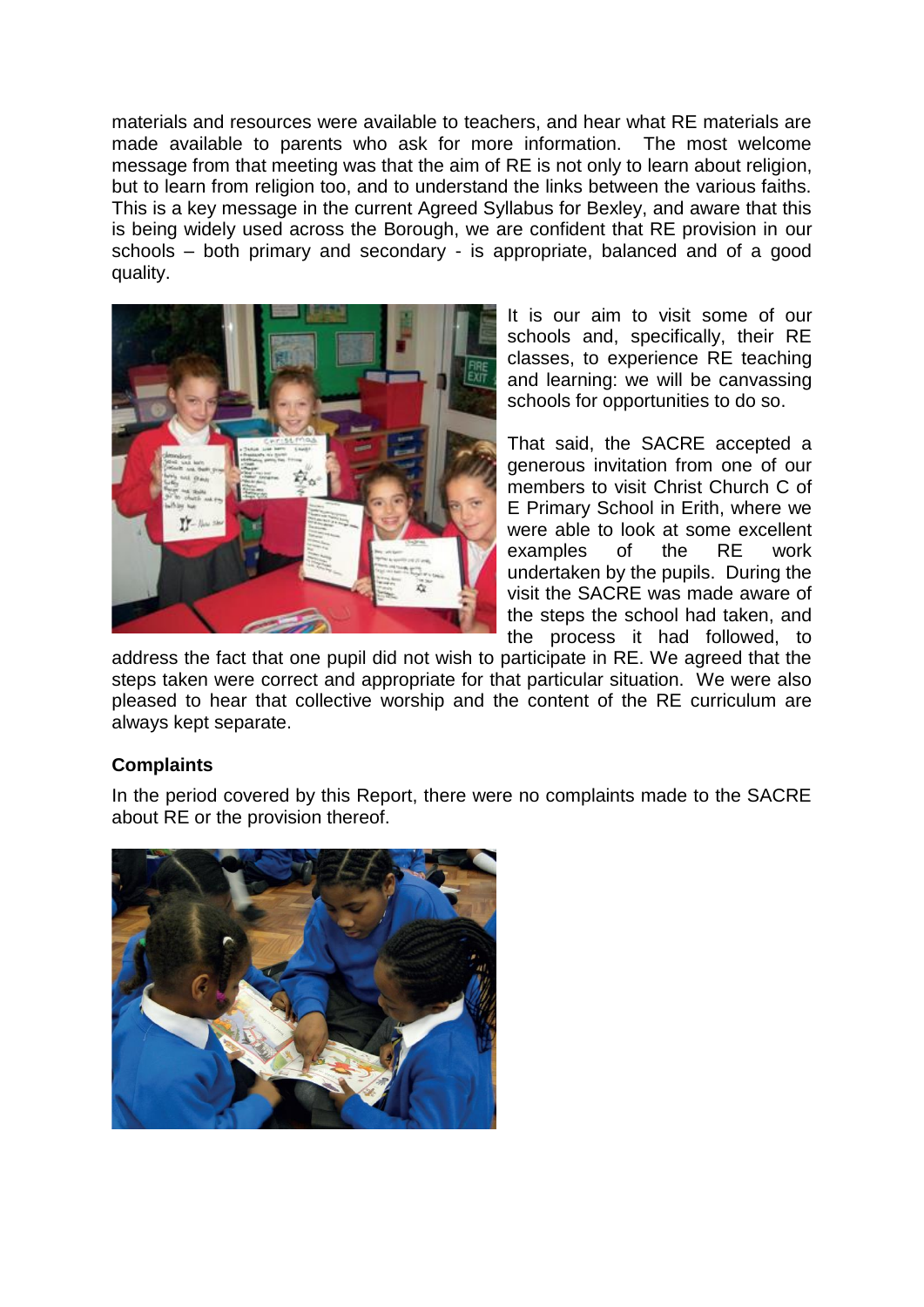materials and resources were available to teachers, and hear what RE materials are made available to parents who ask for more information. The most welcome message from that meeting was that the aim of RE is not only to learn about religion, but to learn from religion too, and to understand the links between the various faiths. This is a key message in the current Agreed Syllabus for Bexley, and aware that this is being widely used across the Borough, we are confident that RE provision in our schools – both primary and secondary - is appropriate, balanced and of a good quality.

It is our aim to visit some of our schools and, specifically, their RE classes, to experience RE teaching and learning: we will be canvassing schools for opportunities to do so.

That said, the SACRE accepted a generous invitation from one of our members to visit Christ Church C of E Primary School in Erith, where we were able to look at some excellent examples of the RE work undertaken by the pupils. During the visit the SACRE was made aware of the steps the school had taken, and the process it had followed, to address the fact that one pupil did not wish to participate in RE. We agreed that the steps taken were correct and appropriate for that particular situation. We were also pleased to hear that collective worship and the content of the RE curriculum are always kept separate.

## Complaints

In the period covered by this Report, there were no complaints made to the SACRE about RE or the provision thereof.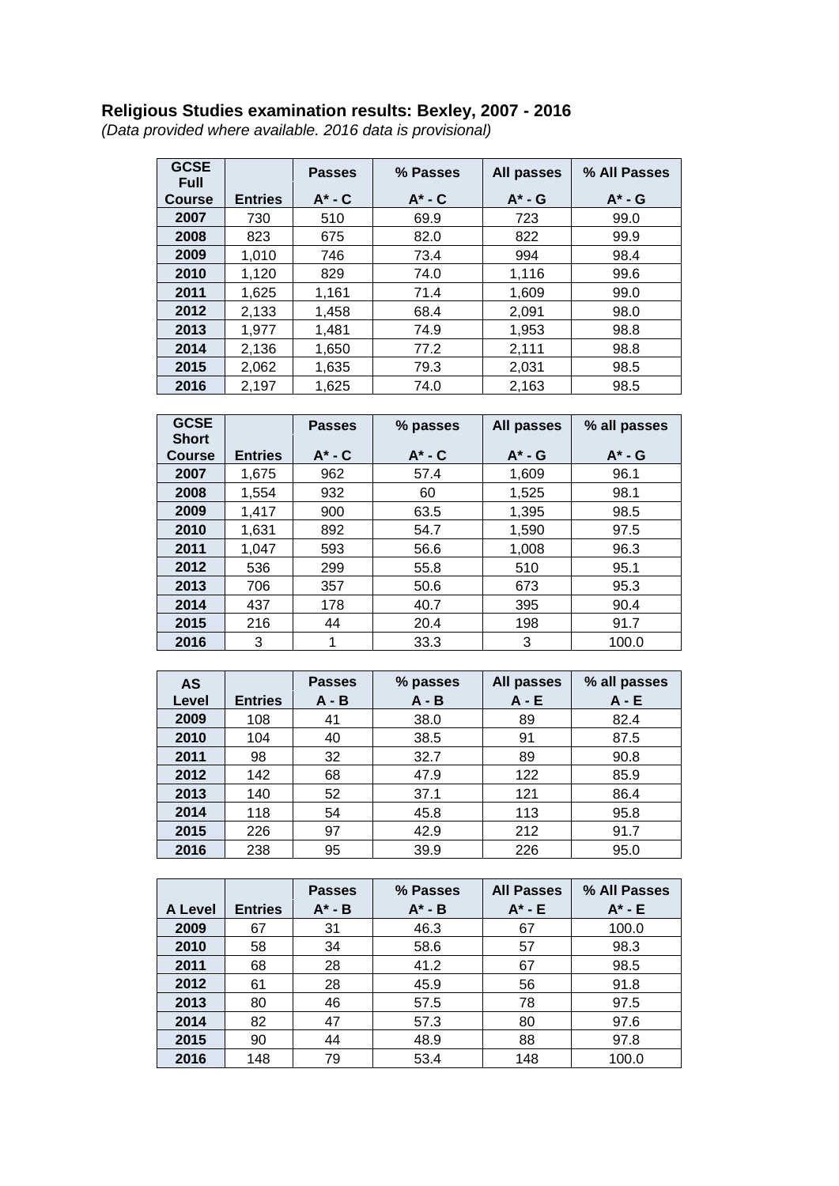**Religious Studies examination results: Bexley, 2007 - 2016**

*(Data provided where available. 2016 data is provisional)*

| GCSE Full Course | Entries | Passes A* - C | % Passes A* - C | All passes A* - G | % All Passes A* - G |
|---|---|---|---|---|---|
| 2007 | 730 | 510 | 69.9 | 723 | 99.0 |
| 2008 | 823 | 675 | 82.0 | 822 | 99.9 |
| 2009 | 1,010 | 746 | 73.4 | 994 | 98.4 |
| 2010 | 1,120 | 829 | 74.0 | 1,116 | 99.6 |
| 2011 | 1,625 | 1,161 | 71.4 | 1,609 | 99.0 |
| 2012 | 2,133 | 1,458 | 68.4 | 2,091 | 98.0 |
| 2013 | 1,977 | 1,481 | 74.9 | 1,953 | 98.8 |
| 2014 | 2,136 | 1,650 | 77.2 | 2,111 | 98.8 |
| 2015 | 2,062 | 1,635 | 79.3 | 2,031 | 98.5 |
| 2016 | 2,197 | 1,625 | 74.0 | 2,163 | 98.5 |

| GCSE Short Course | Entries | Passes A* - C | % passes A* - C | All passes A* - G | % all passes A* - G |
|---|---|---|---|---|---|
| 2007 | 1,675 | 962 | 57.4 | 1,609 | 96.1 |
| 2008 | 1,554 | 932 | 60 | 1,525 | 98.1 |
| 2009 | 1,417 | 900 | 63.5 | 1,395 | 98.5 |
| 2010 | 1,631 | 892 | 54.7 | 1,590 | 97.5 |
| 2011 | 1,047 | 593 | 56.6 | 1,008 | 96.3 |
| 2012 | 536 | 299 | 55.8 | 510 | 95.1 |
| 2013 | 706 | 357 | 50.6 | 673 | 95.3 |
| 2014 | 437 | 178 | 40.7 | 395 | 90.4 |
| 2015 | 216 | 44 | 20.4 | 198 | 91.7 |
| 2016 | 3 | 1 | 33.3 | 3 | 100.0 |

| AS Level | Entries | Passes A - B | % passes A - B | All passes A - E | % all passes A - E |
|---|---|---|---|---|---|
| 2009 | 108 | 41 | 38.0 | 89 | 82.4 |
| 2010 | 104 | 40 | 38.5 | 91 | 87.5 |
| 2011 | 98 | 32 | 32.7 | 89 | 90.8 |
| 2012 | 142 | 68 | 47.9 | 122 | 85.9 |
| 2013 | 140 | 52 | 37.1 | 121 | 86.4 |
| 2014 | 118 | 54 | 45.8 | 113 | 95.8 |
| 2015 | 226 | 97 | 42.9 | 212 | 91.7 |
| 2016 | 238 | 95 | 39.9 | 226 | 95.0 |

| A Level | Entries | Passes A* - B | % Passes A* - B | All Passes A* - E | % All Passes A* - E |
|---|---|---|---|---|---|
| 2009 | 67 | 31 | 46.3 | 67 | 100.0 |
| 2010 | 58 | 34 | 58.6 | 57 | 98.3 |
| 2011 | 68 | 28 | 41.2 | 67 | 98.5 |
| 2012 | 61 | 28 | 45.9 | 56 | 91.8 |
| 2013 | 80 | 46 | 57.5 | 78 | 97.5 |
| 2014 | 82 | 47 | 57.3 | 80 | 97.6 |
| 2015 | 90 | 44 | 48.9 | 88 | 97.8 |
| 2016 | 148 | 79 | 53.4 | 148 | 100.0 |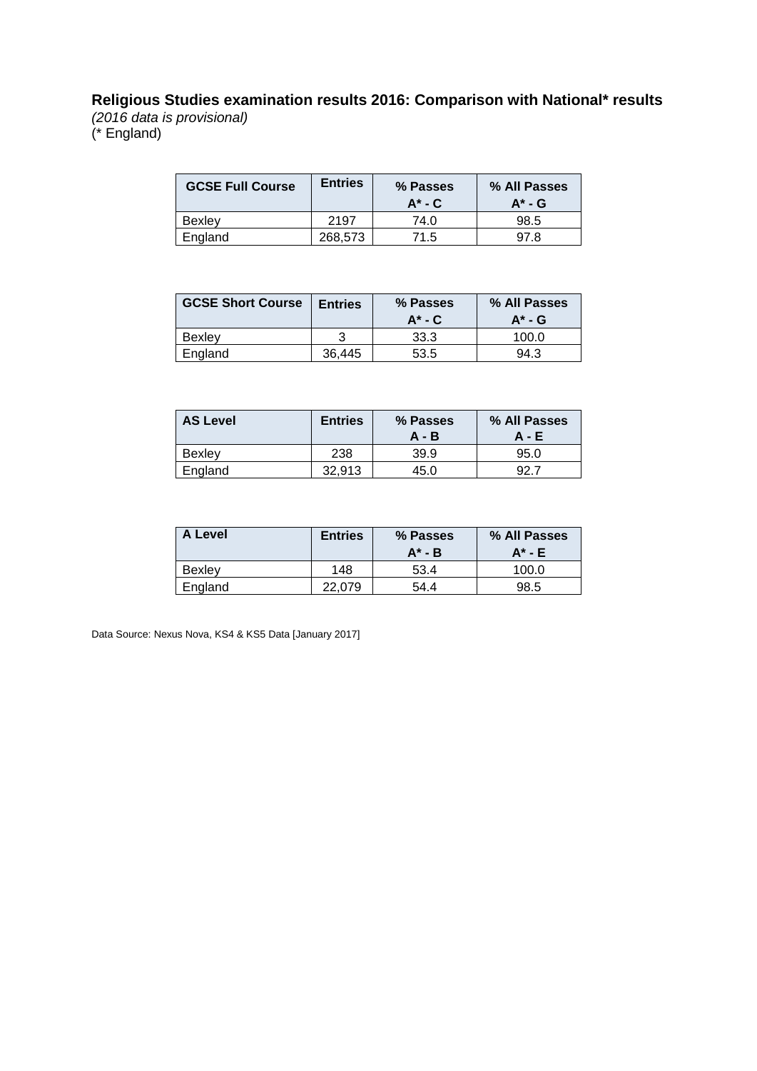**Religious Studies examination results 2016: Comparison with National* results**
*(2016 data is provisional)*
(* England)

| GCSE Full Course | Entries | % Passes A* - C | % All Passes A* - G |
|---|---|---|---|
| Bexley | 2197 | 74.0 | 98.5 |
| England | 268,573 | 71.5 | 97.8 |

| GCSE Short Course | Entries | % Passes A* - C | % All Passes A* - G |
|---|---|---|---|
| Bexley | 3 | 33.3 | 100.0 |
| England | 36,445 | 53.5 | 94.3 |

| AS Level | Entries | % Passes A - B | % All Passes A - E |
|---|---|---|---|
| Bexley | 238 | 39.9 | 95.0 |
| England | 32,913 | 45.0 | 92.7 |

| A Level | Entries | % Passes A* - B | % All Passes A* - E |
|---|---|---|---|
| Bexley | 148 | 53.4 | 100.0 |
| England | 22,079 | 54.4 | 98.5 |

Data Source: Nexus Nova, KS4 & KS5 Data [January 2017]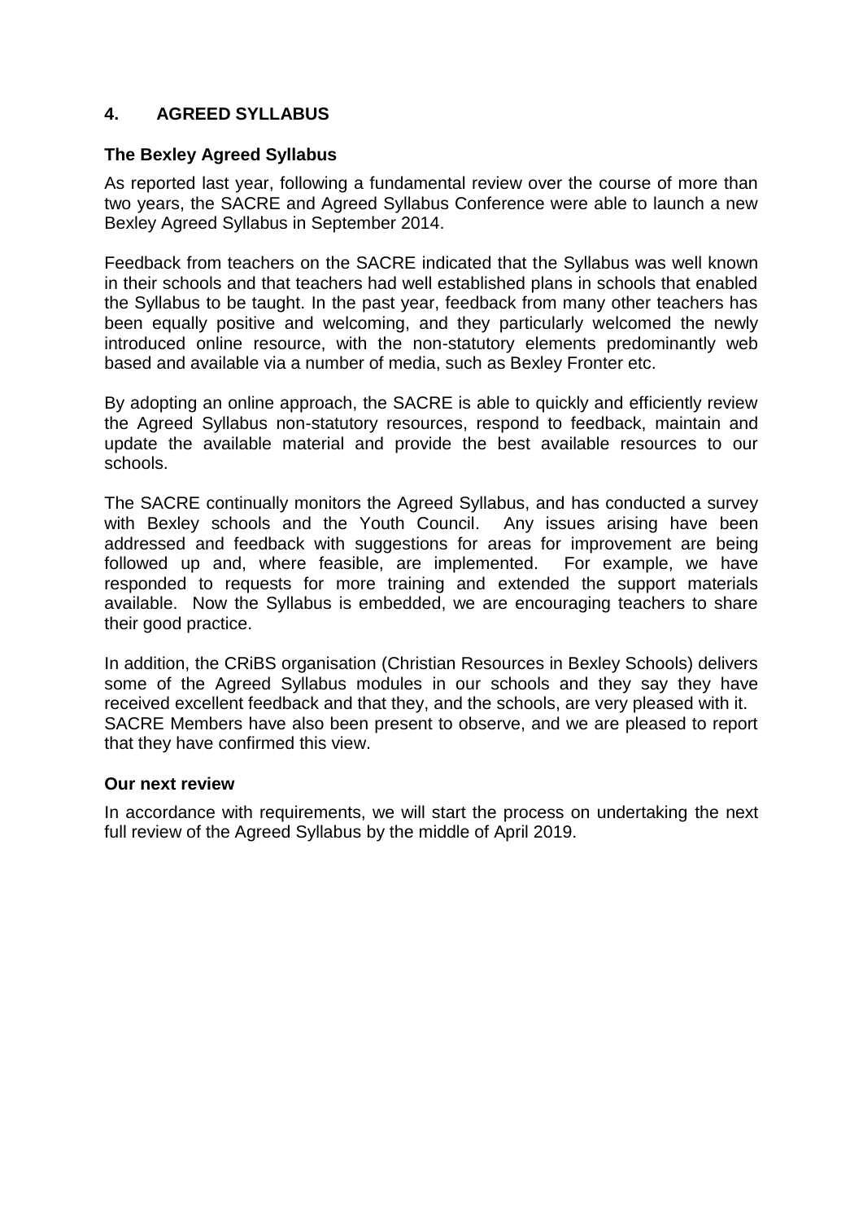## 4. AGREED SYLLABUS

### The Bexley Agreed Syllabus

As reported last year, following a fundamental review over the course of more than two years, the SACRE and Agreed Syllabus Conference were able to launch a new Bexley Agreed Syllabus in September 2014.

Feedback from teachers on the SACRE indicated that the Syllabus was well known in their schools and that teachers had well established plans in schools that enabled the Syllabus to be taught. In the past year, feedback from many other teachers has been equally positive and welcoming, and they particularly welcomed the newly introduced online resource, with the non-statutory elements predominantly web based and available via a number of media, such as Bexley Fronter etc.

By adopting an online approach, the SACRE is able to quickly and efficiently review the Agreed Syllabus non-statutory resources, respond to feedback, maintain and update the available material and provide the best available resources to our schools.

The SACRE continually monitors the Agreed Syllabus, and has conducted a survey with Bexley schools and the Youth Council. Any issues arising have been addressed and feedback with suggestions for areas for improvement are being followed up and, where feasible, are implemented. For example, we have responded to requests for more training and extended the support materials available. Now the Syllabus is embedded, we are encouraging teachers to share their good practice.

In addition, the CRiBS organisation (Christian Resources in Bexley Schools) delivers some of the Agreed Syllabus modules in our schools and they say they have received excellent feedback and that they, and the schools, are very pleased with it. SACRE Members have also been present to observe, and we are pleased to report that they have confirmed this view.

### Our next review

In accordance with requirements, we will start the process on undertaking the next full review of the Agreed Syllabus by the middle of April 2019.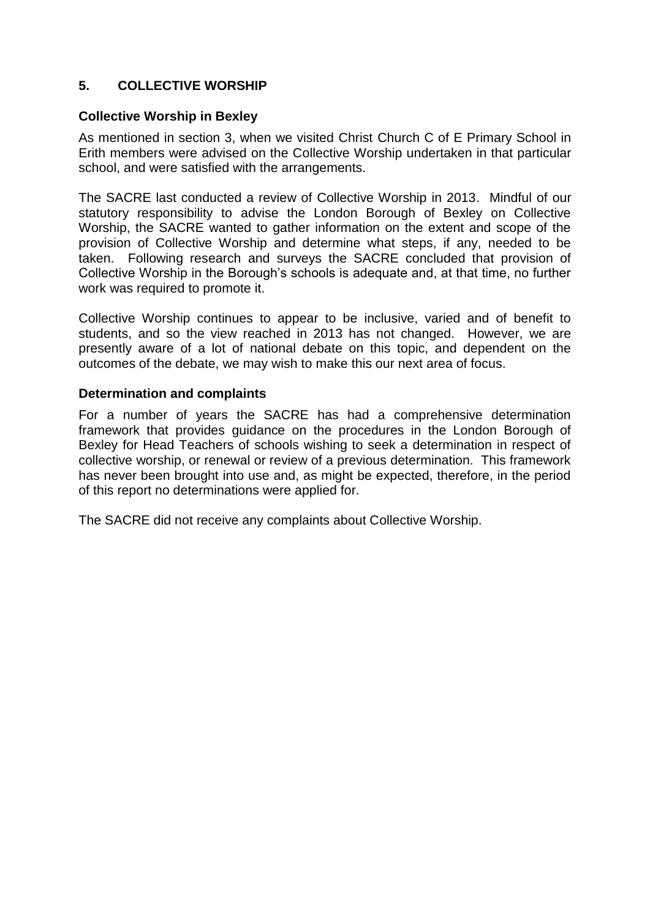## 5. COLLECTIVE WORSHIP

### Collective Worship in Bexley

As mentioned in section 3, when we visited Christ Church C of E Primary School in Erith members were advised on the Collective Worship undertaken in that particular school, and were satisfied with the arrangements.

The SACRE last conducted a review of Collective Worship in 2013. Mindful of our statutory responsibility to advise the London Borough of Bexley on Collective Worship, the SACRE wanted to gather information on the extent and scope of the provision of Collective Worship and determine what steps, if any, needed to be taken. Following research and surveys the SACRE concluded that provision of Collective Worship in the Borough's schools is adequate and, at that time, no further work was required to promote it.

Collective Worship continues to appear to be inclusive, varied and of benefit to students, and so the view reached in 2013 has not changed. However, we are presently aware of a lot of national debate on this topic, and dependent on the outcomes of the debate, we may wish to make this our next area of focus.

### Determination and complaints

For a number of years the SACRE has had a comprehensive determination framework that provides guidance on the procedures in the London Borough of Bexley for Head Teachers of schools wishing to seek a determination in respect of collective worship, or renewal or review of a previous determination. This framework has never been brought into use and, as might be expected, therefore, in the period of this report no determinations were applied for.

The SACRE did not receive any complaints about Collective Worship.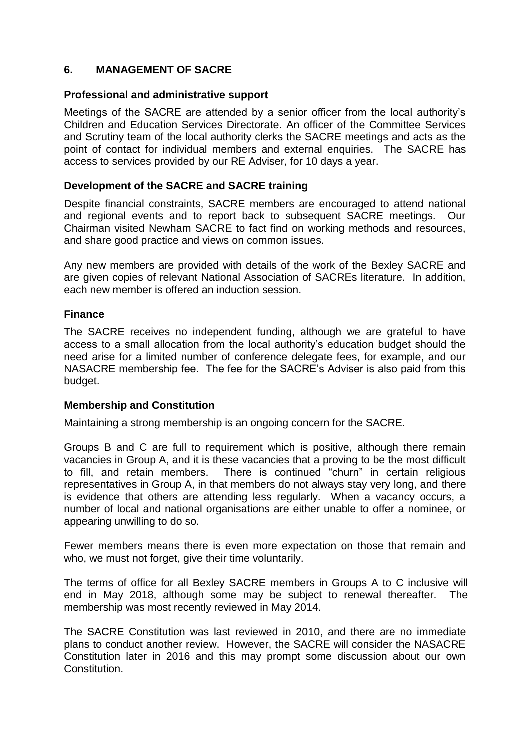## 6. MANAGEMENT OF SACRE

### Professional and administrative support

Meetings of the SACRE are attended by a senior officer from the local authority's Children and Education Services Directorate. An officer of the Committee Services and Scrutiny team of the local authority clerks the SACRE meetings and acts as the point of contact for individual members and external enquiries. The SACRE has access to services provided by our RE Adviser, for 10 days a year.

### Development of the SACRE and SACRE training

Despite financial constraints, SACRE members are encouraged to attend national and regional events and to report back to subsequent SACRE meetings. Our Chairman visited Newham SACRE to fact find on working methods and resources, and share good practice and views on common issues.

Any new members are provided with details of the work of the Bexley SACRE and are given copies of relevant National Association of SACREs literature. In addition, each new member is offered an induction session.

### Finance

The SACRE receives no independent funding, although we are grateful to have access to a small allocation from the local authority's education budget should the need arise for a limited number of conference delegate fees, for example, and our NASACRE membership fee. The fee for the SACRE's Adviser is also paid from this budget.

### Membership and Constitution

Maintaining a strong membership is an ongoing concern for the SACRE.

Groups B and C are full to requirement which is positive, although there remain vacancies in Group A, and it is these vacancies that a proving to be the most difficult to fill, and retain members. There is continued "churn" in certain religious representatives in Group A, in that members do not always stay very long, and there is evidence that others are attending less regularly. When a vacancy occurs, a number of local and national organisations are either unable to offer a nominee, or appearing unwilling to do so.

Fewer members means there is even more expectation on those that remain and who, we must not forget, give their time voluntarily.

The terms of office for all Bexley SACRE members in Groups A to C inclusive will end in May 2018, although some may be subject to renewal thereafter. The membership was most recently reviewed in May 2014.

The SACRE Constitution was last reviewed in 2010, and there are no immediate plans to conduct another review. However, the SACRE will consider the NASACRE Constitution later in 2016 and this may prompt some discussion about our own Constitution.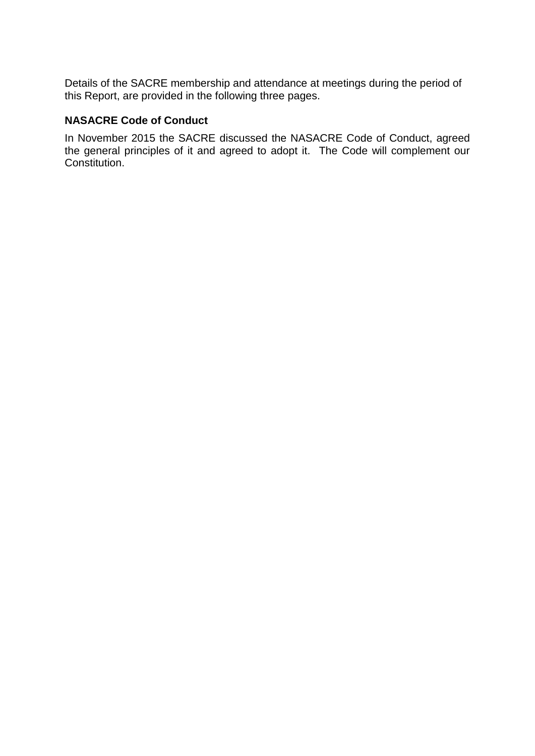Details of the SACRE membership and attendance at meetings during the period of this Report, are provided in the following three pages.

**NASACRE Code of Conduct**

In November 2015 the SACRE discussed the NASACRE Code of Conduct, agreed the general principles of it and agreed to adopt it. The Code will complement our Constitution.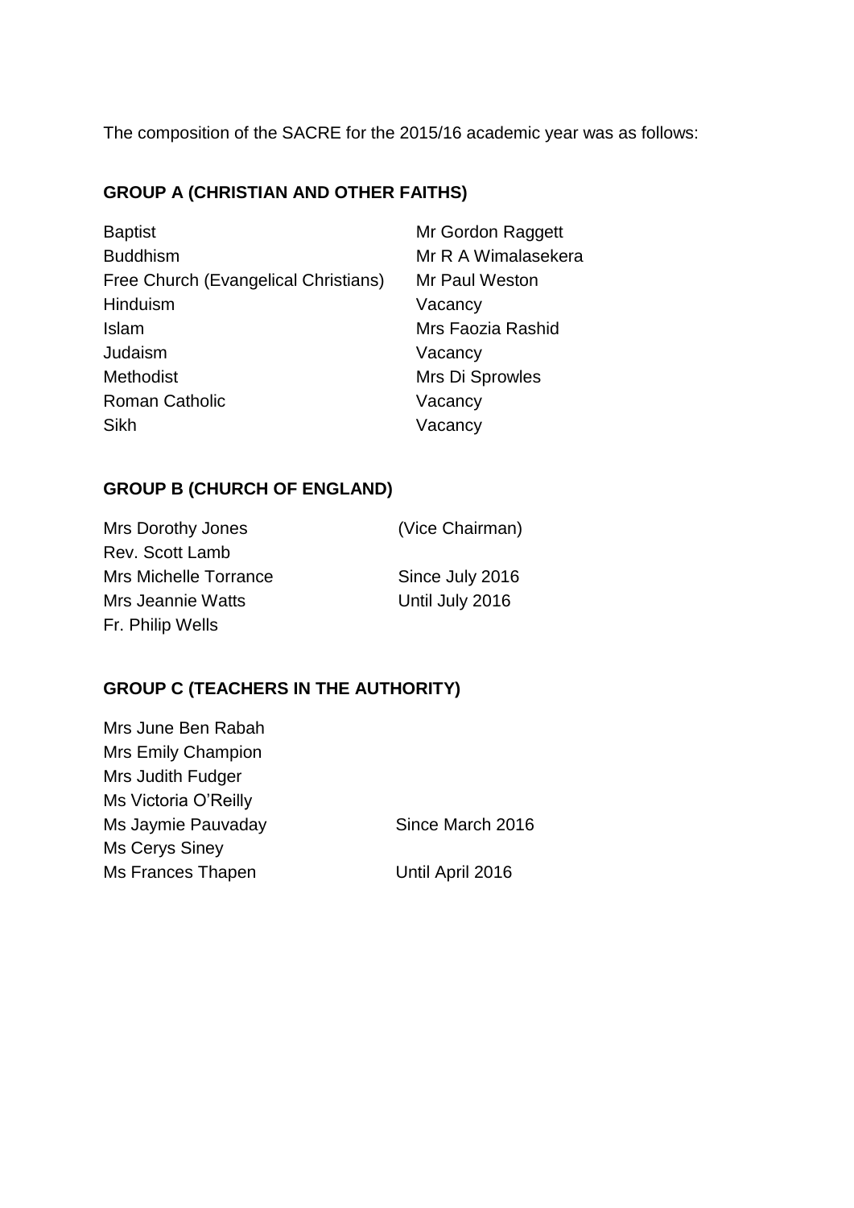The composition of the SACRE for the 2015/16 academic year was as follows:

**GROUP A (CHRISTIAN AND OTHER FAITHS)**

| | |
|---|---|
| Baptist | Mr Gordon Raggett |
| Buddhism | Mr R A Wimalasekera |
| Free Church (Evangelical Christians) | Mr Paul Weston |
| Hinduism | Vacancy |
| Islam | Mrs Faozia Rashid |
| Judaism | Vacancy |
| Methodist | Mrs Di Sprowles |
| Roman Catholic | Vacancy |
| Sikh | Vacancy |

**GROUP B (CHURCH OF ENGLAND)**

| | |
|---|---|
| Mrs Dorothy Jones | (Vice Chairman) |
| Rev. Scott Lamb | |
| Mrs Michelle Torrance | Since July 2016 |
| Mrs Jeannie Watts | Until July 2016 |
| Fr. Philip Wells | |

**GROUP C (TEACHERS IN THE AUTHORITY)**

| | |
|---|---|
| Mrs June Ben Rabah | |
| Mrs Emily Champion | |
| Mrs Judith Fudger | |
| Ms Victoria O'Reilly | |
| Ms Jaymie Pauvaday | Since March 2016 |
| Ms Cerys Siney | |
| Ms Frances Thapen | Until April 2016 |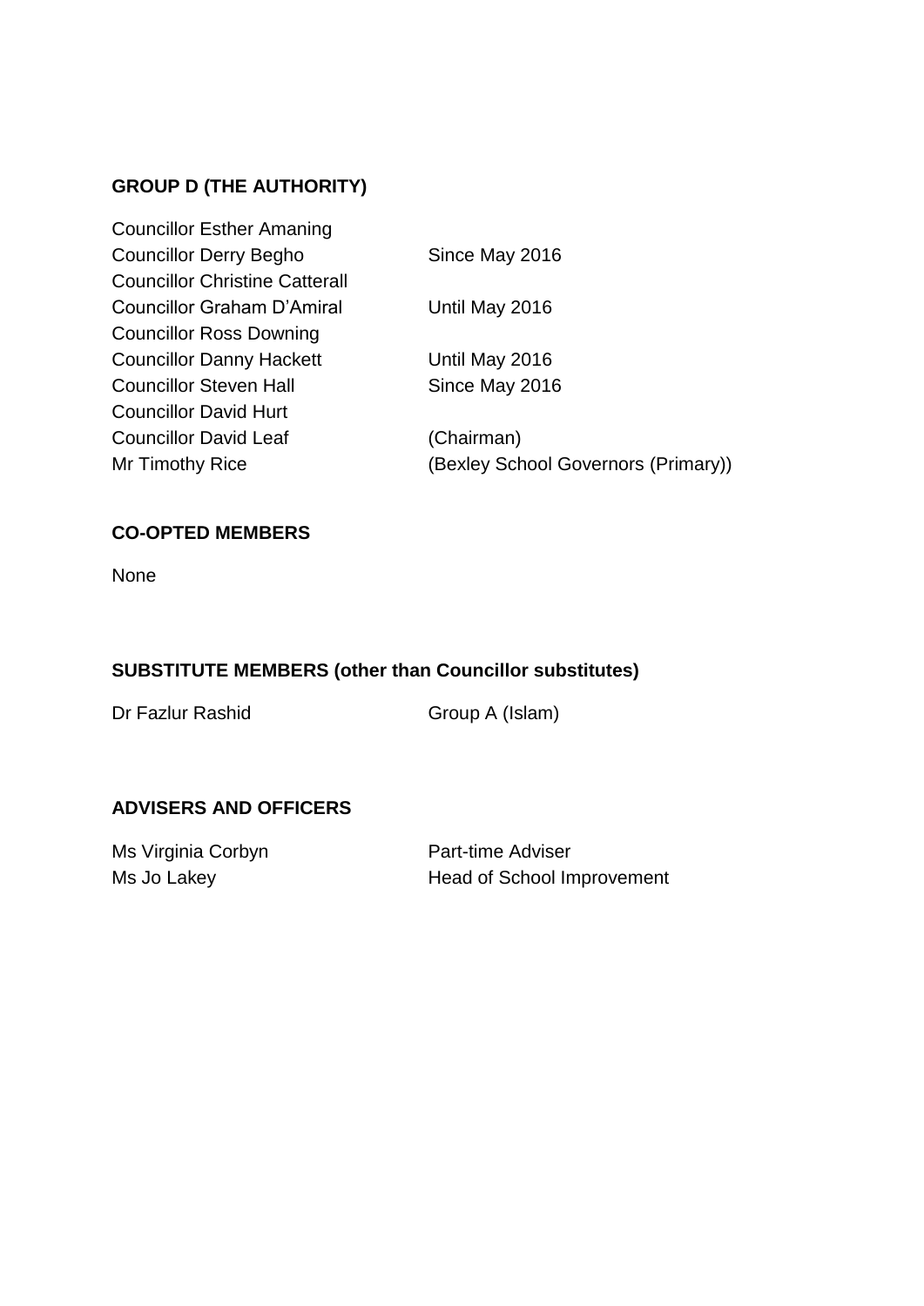## GROUP D (THE AUTHORITY)

| | |
|---|---|
| Councillor Esther Amaning | |
| Councillor Derry Begho | Since May 2016 |
| Councillor Christine Catterall | |
| Councillor Graham D'Amiral | Until May 2016 |
| Councillor Ross Downing | |
| Councillor Danny Hackett | Until May 2016 |
| Councillor Steven Hall | Since May 2016 |
| Councillor David Hurt | |
| Councillor David Leaf | (Chairman) |
| Mr Timothy Rice | (Bexley School Governors (Primary)) |

## CO-OPTED MEMBERS

None

## SUBSTITUTE MEMBERS (other than Councillor substitutes)

| | |
|---|---|
| Dr Fazlur Rashid | Group A (Islam) |

## ADVISERS AND OFFICERS

| | |
|---|---|
| Ms Virginia Corbyn | Part-time Adviser |
| Ms Jo Lakey | Head of School Improvement |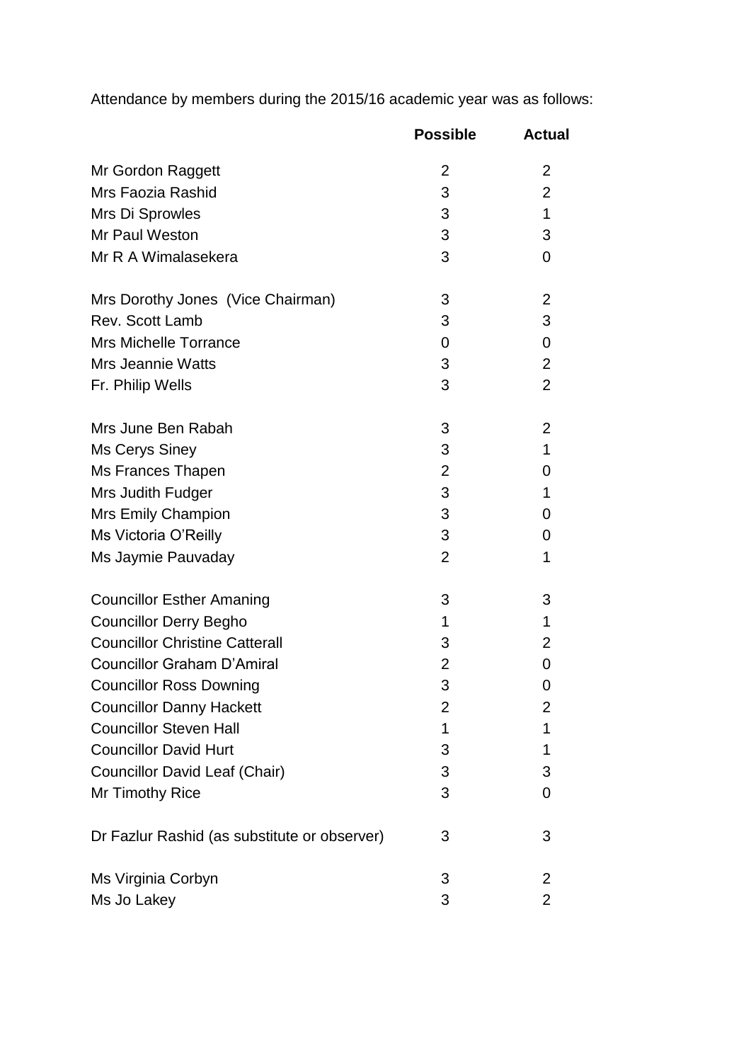Attendance by members during the 2015/16 academic year was as follows:

| | Possible | Actual |
|---|---|---|
| Mr Gordon Raggett | 2 | 2 |
| Mrs Faozia Rashid | 3 | 2 |
| Mrs Di Sprowles | 3 | 1 |
| Mr Paul Weston | 3 | 3 |
| Mr R A Wimalasekera | 3 | 0 |
| | | |
| Mrs Dorothy Jones (Vice Chairman) | 3 | 2 |
| Rev. Scott Lamb | 3 | 3 |
| Mrs Michelle Torrance | 0 | 0 |
| Mrs Jeannie Watts | 3 | 2 |
| Fr. Philip Wells | 3 | 2 |
| | | |
| Mrs June Ben Rabah | 3 | 2 |
| Ms Cerys Siney | 3 | 1 |
| Ms Frances Thapen | 2 | 0 |
| Mrs Judith Fudger | 3 | 1 |
| Mrs Emily Champion | 3 | 0 |
| Ms Victoria O'Reilly | 3 | 0 |
| Ms Jaymie Pauvaday | 2 | 1 |
| | | |
| Councillor Esther Amaning | 3 | 3 |
| Councillor Derry Begho | 1 | 1 |
| Councillor Christine Catterall | 3 | 2 |
| Councillor Graham D'Amiral | 2 | 0 |
| Councillor Ross Downing | 3 | 0 |
| Councillor Danny Hackett | 2 | 2 |
| Councillor Steven Hall | 1 | 1 |
| Councillor David Hurt | 3 | 1 |
| Councillor David Leaf (Chair) | 3 | 3 |
| Mr Timothy Rice | 3 | 0 |
| | | |
| Dr Fazlur Rashid (as substitute or observer) | 3 | 3 |
| | | |
| Ms Virginia Corbyn | 3 | 2 |
| Ms Jo Lakey | 3 | 2 |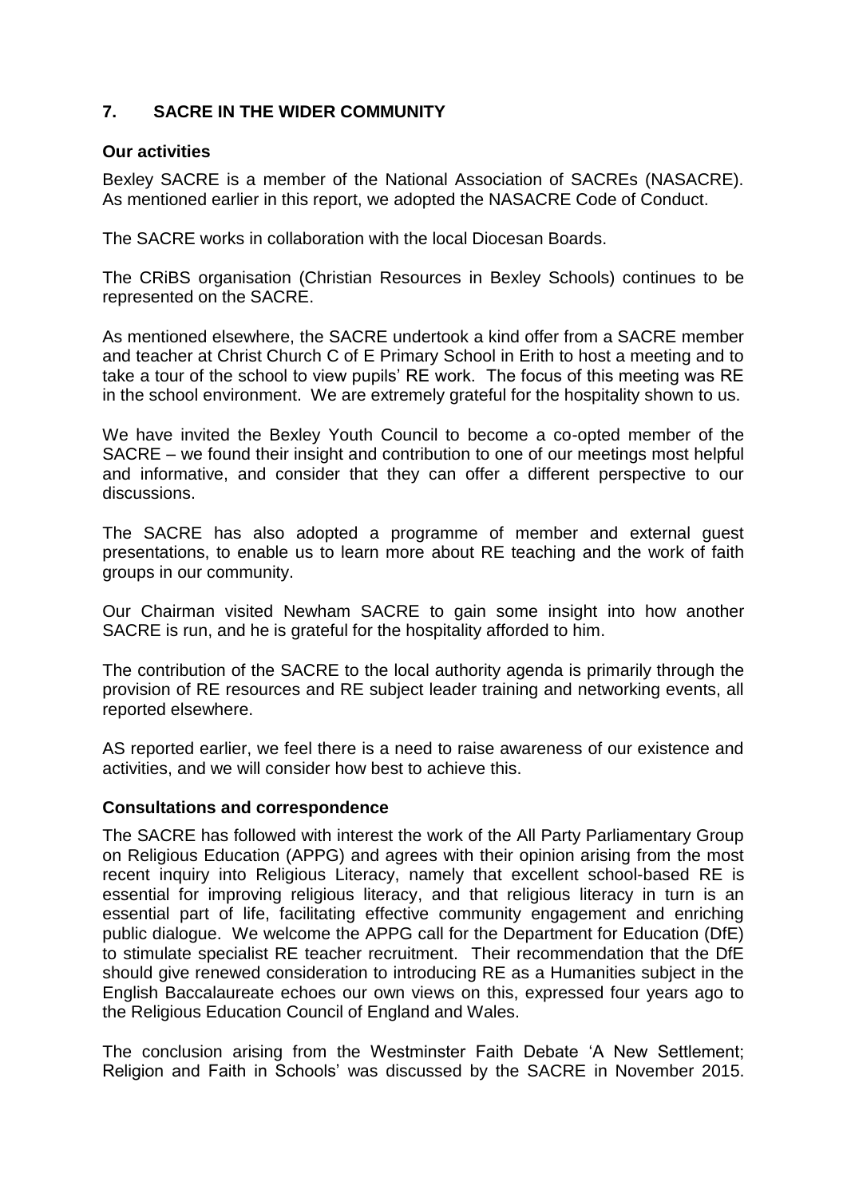## 7. SACRE IN THE WIDER COMMUNITY

### Our activities

Bexley SACRE is a member of the National Association of SACREs (NASACRE). As mentioned earlier in this report, we adopted the NASACRE Code of Conduct.

The SACRE works in collaboration with the local Diocesan Boards.

The CRiBS organisation (Christian Resources in Bexley Schools) continues to be represented on the SACRE.

As mentioned elsewhere, the SACRE undertook a kind offer from a SACRE member and teacher at Christ Church C of E Primary School in Erith to host a meeting and to take a tour of the school to view pupils' RE work. The focus of this meeting was RE in the school environment. We are extremely grateful for the hospitality shown to us.

We have invited the Bexley Youth Council to become a co-opted member of the SACRE – we found their insight and contribution to one of our meetings most helpful and informative, and consider that they can offer a different perspective to our discussions.

The SACRE has also adopted a programme of member and external guest presentations, to enable us to learn more about RE teaching and the work of faith groups in our community.

Our Chairman visited Newham SACRE to gain some insight into how another SACRE is run, and he is grateful for the hospitality afforded to him.

The contribution of the SACRE to the local authority agenda is primarily through the provision of RE resources and RE subject leader training and networking events, all reported elsewhere.

AS reported earlier, we feel there is a need to raise awareness of our existence and activities, and we will consider how best to achieve this.

### Consultations and correspondence

The SACRE has followed with interest the work of the All Party Parliamentary Group on Religious Education (APPG) and agrees with their opinion arising from the most recent inquiry into Religious Literacy, namely that excellent school-based RE is essential for improving religious literacy, and that religious literacy in turn is an essential part of life, facilitating effective community engagement and enriching public dialogue. We welcome the APPG call for the Department for Education (DfE) to stimulate specialist RE teacher recruitment. Their recommendation that the DfE should give renewed consideration to introducing RE as a Humanities subject in the English Baccalaureate echoes our own views on this, expressed four years ago to the Religious Education Council of England and Wales.

The conclusion arising from the Westminster Faith Debate 'A New Settlement; Religion and Faith in Schools' was discussed by the SACRE in November 2015.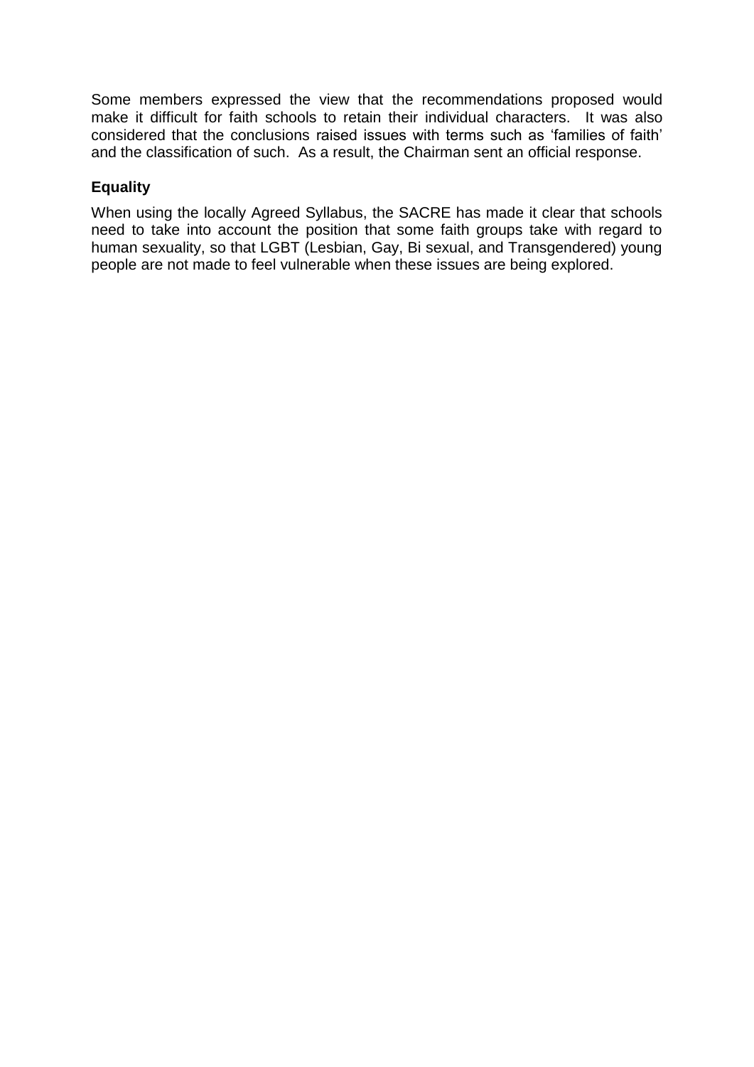Some members expressed the view that the recommendations proposed would make it difficult for faith schools to retain their individual characters. It was also considered that the conclusions raised issues with terms such as 'families of faith' and the classification of such. As a result, the Chairman sent an official response.

**Equality**

When using the locally Agreed Syllabus, the SACRE has made it clear that schools need to take into account the position that some faith groups take with regard to human sexuality, so that LGBT (Lesbian, Gay, Bi sexual, and Transgendered) young people are not made to feel vulnerable when these issues are being explored.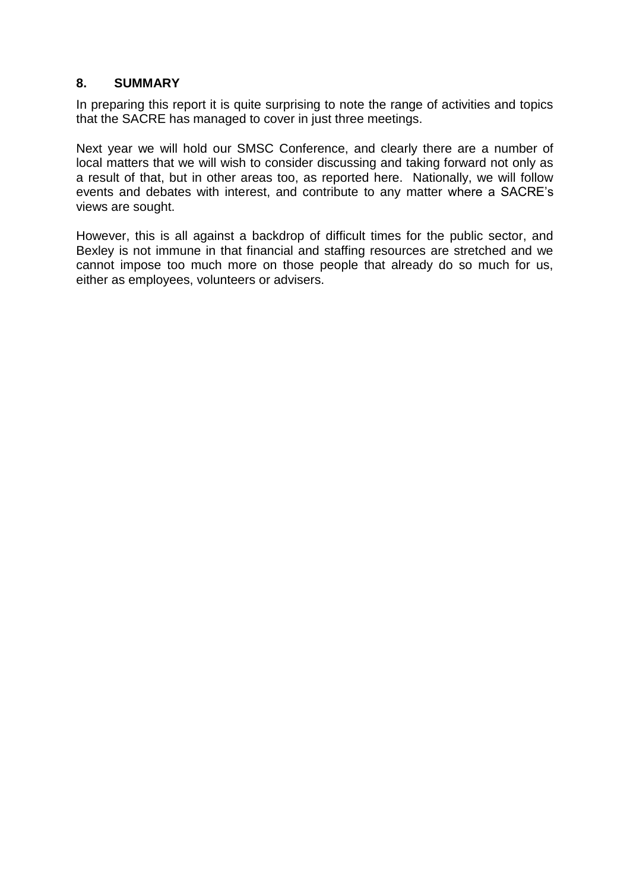## 8. SUMMARY

In preparing this report it is quite surprising to note the range of activities and topics that the SACRE has managed to cover in just three meetings.

Next year we will hold our SMSC Conference, and clearly there are a number of local matters that we will wish to consider discussing and taking forward not only as a result of that, but in other areas too, as reported here. Nationally, we will follow events and debates with interest, and contribute to any matter where a SACRE's views are sought.

However, this is all against a backdrop of difficult times for the public sector, and Bexley is not immune in that financial and staffing resources are stretched and we cannot impose too much more on those people that already do so much for us, either as employees, volunteers or advisers.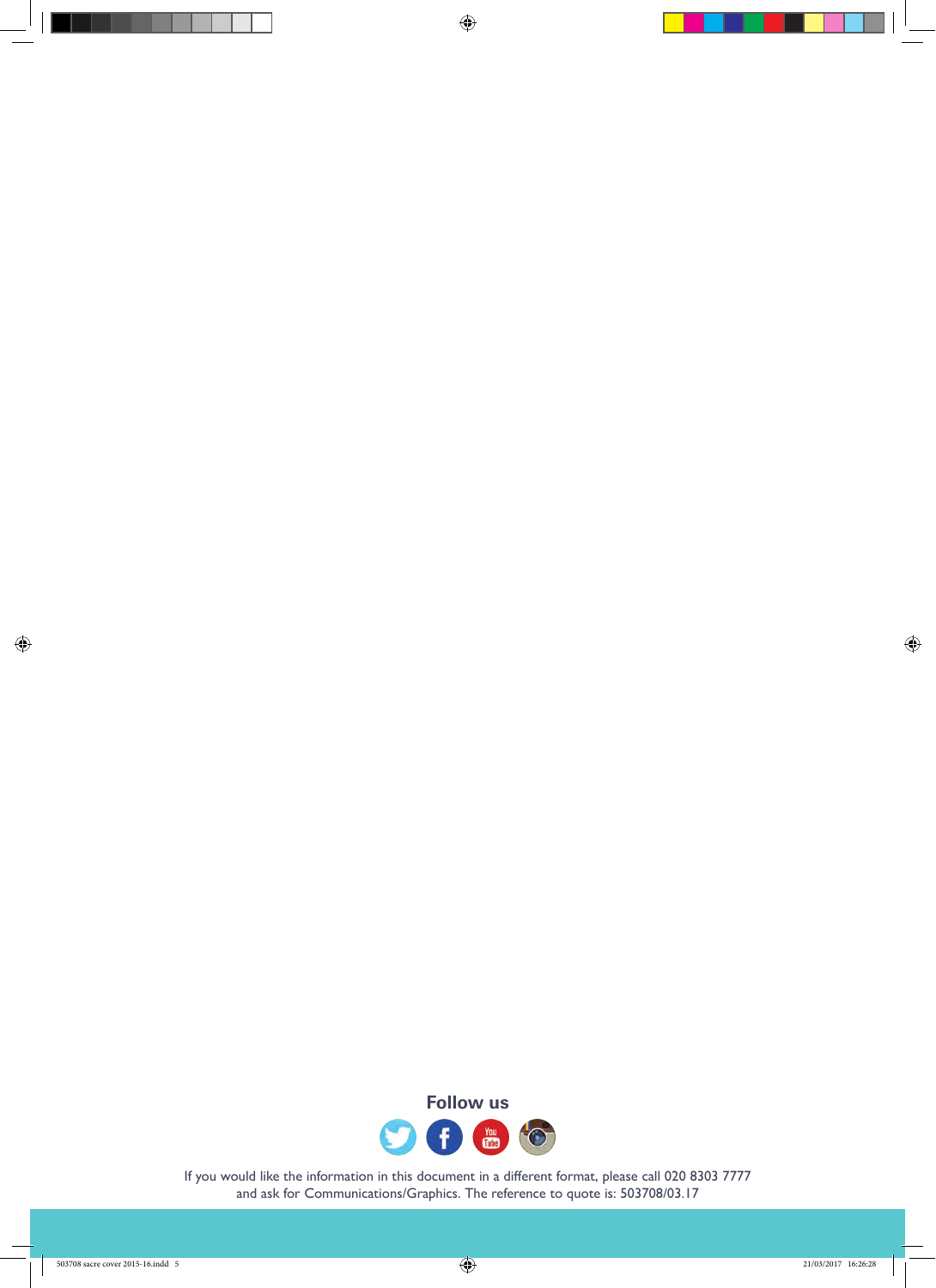**Follow us**

If you would like the information in this document in a different format, please call 020 8303 7777 and ask for Communications/Graphics. The reference to quote is: 503708/03.17